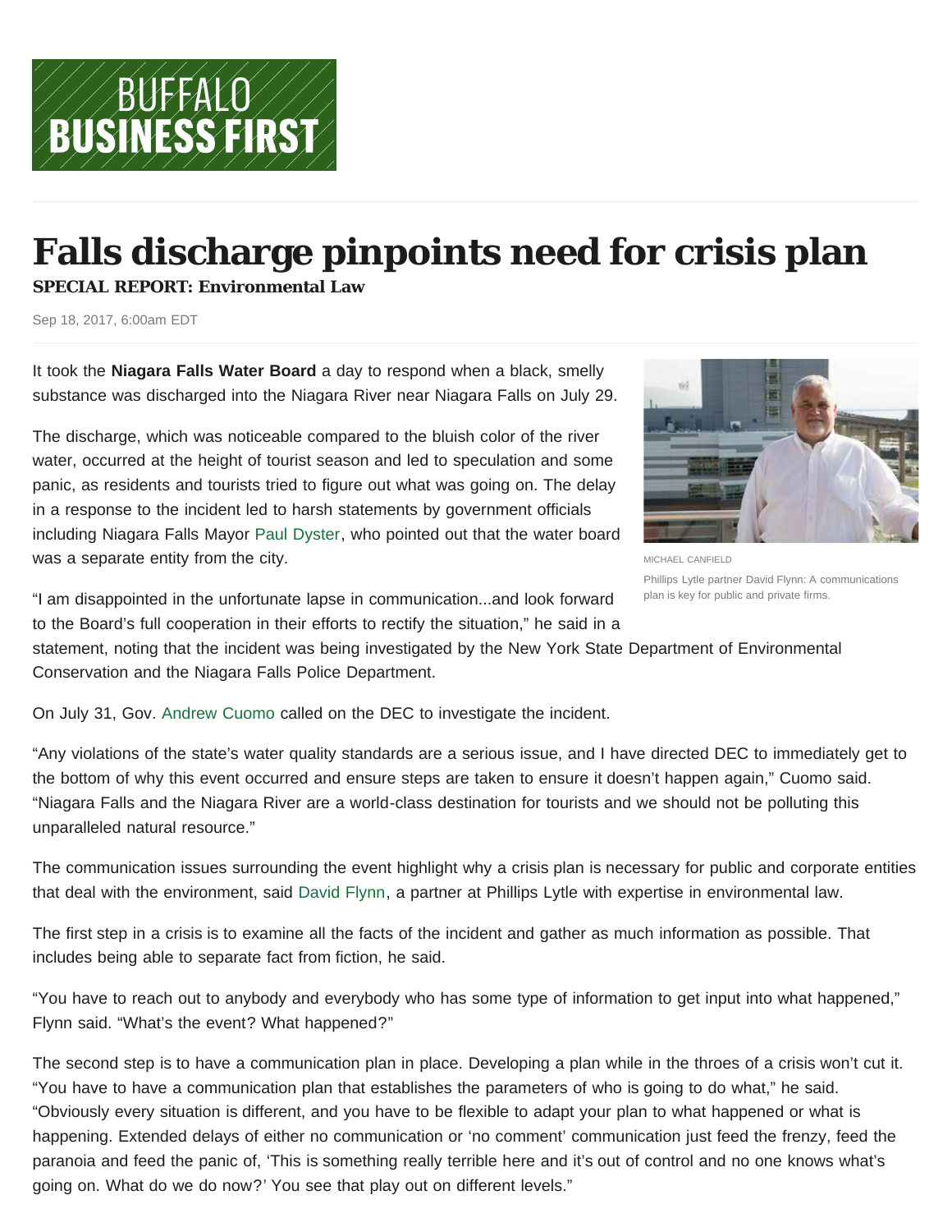# Falls discharge pinpoints need for crisis plan

**SPECIAL REPORT: Environmental Law**

Sep 18, 2017, 6:00am EDT

It took the **Niagara Falls Water Board** a day to respond when a black, smelly substance was discharged into the Niagara River near Niagara Falls on July 29.

The discharge, which was noticeable compared to the bluish color of the river water, occurred at the height of tourist season and led to speculation and some panic, as residents and tourists tried to figure out what was going on. The delay in a response to the incident led to harsh statements by government officials including Niagara Falls Mayor Paul Dyster, who pointed out that the water board was a separate entity from the city.

MICHAEL CANFIELD

Phillips Lytle partner David Flynn: A communications plan is key for public and private firms.

"I am disappointed in the unfortunate lapse in communication...and look forward to the Board's full cooperation in their efforts to rectify the situation," he said in a statement, noting that the incident was being investigated by the New York State Department of Environmental Conservation and the Niagara Falls Police Department.

On July 31, Gov. Andrew Cuomo called on the DEC to investigate the incident.

"Any violations of the state's water quality standards are a serious issue, and I have directed DEC to immediately get to the bottom of why this event occurred and ensure steps are taken to ensure it doesn't happen again," Cuomo said. "Niagara Falls and the Niagara River are a world-class destination for tourists and we should not be polluting this unparalleled natural resource."

The communication issues surrounding the event highlight why a crisis plan is necessary for public and corporate entities that deal with the environment, said David Flynn, a partner at Phillips Lytle with expertise in environmental law.

The first step in a crisis is to examine all the facts of the incident and gather as much information as possible. That includes being able to separate fact from fiction, he said.

"You have to reach out to anybody and everybody who has some type of information to get input into what happened," Flynn said. "What's the event? What happened?"

The second step is to have a communication plan in place. Developing a plan while in the throes of a crisis won't cut it. "You have to have a communication plan that establishes the parameters of who is going to do what," he said. "Obviously every situation is different, and you have to be flexible to adapt your plan to what happened or what is happening. Extended delays of either no communication or 'no comment' communication just feed the frenzy, feed the paranoia and feed the panic of, 'This is something really terrible here and it's out of control and no one knows what's going on. What do we do now?' You see that play out on different levels."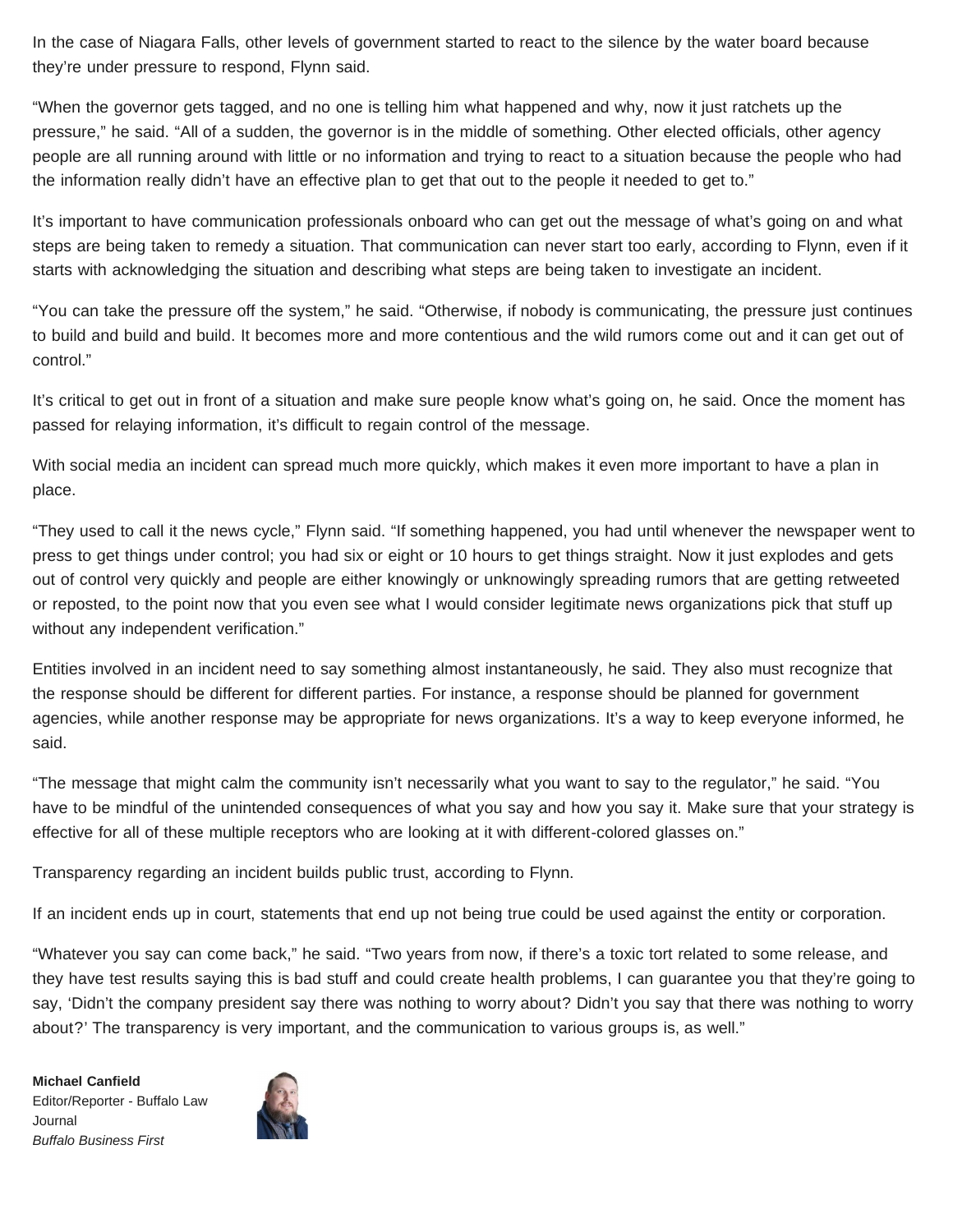In the case of Niagara Falls, other levels of government started to react to the silence by the water board because they're under pressure to respond, Flynn said.

"When the governor gets tagged, and no one is telling him what happened and why, now it just ratchets up the pressure," he said. "All of a sudden, the governor is in the middle of something. Other elected officials, other agency people are all running around with little or no information and trying to react to a situation because the people who had the information really didn't have an effective plan to get that out to the people it needed to get to."

It's important to have communication professionals onboard who can get out the message of what's going on and what steps are being taken to remedy a situation. That communication can never start too early, according to Flynn, even if it starts with acknowledging the situation and describing what steps are being taken to investigate an incident.

"You can take the pressure off the system," he said. "Otherwise, if nobody is communicating, the pressure just continues to build and build and build. It becomes more and more contentious and the wild rumors come out and it can get out of control."

It's critical to get out in front of a situation and make sure people know what's going on, he said. Once the moment has passed for relaying information, it's difficult to regain control of the message.

With social media an incident can spread much more quickly, which makes it even more important to have a plan in place.

"They used to call it the news cycle," Flynn said. "If something happened, you had until whenever the newspaper went to press to get things under control; you had six or eight or 10 hours to get things straight. Now it just explodes and gets out of control very quickly and people are either knowingly or unknowingly spreading rumors that are getting retweeted or reposted, to the point now that you even see what I would consider legitimate news organizations pick that stuff up without any independent verification."

Entities involved in an incident need to say something almost instantaneously, he said. They also must recognize that the response should be different for different parties. For instance, a response should be planned for government agencies, while another response may be appropriate for news organizations. It's a way to keep everyone informed, he said.

"The message that might calm the community isn't necessarily what you want to say to the regulator," he said. "You have to be mindful of the unintended consequences of what you say and how you say it. Make sure that your strategy is effective for all of these multiple receptors who are looking at it with different-colored glasses on."

Transparency regarding an incident builds public trust, according to Flynn.

If an incident ends up in court, statements that end up not being true could be used against the entity or corporation.

"Whatever you say can come back," he said. "Two years from now, if there's a toxic tort related to some release, and they have test results saying this is bad stuff and could create health problems, I can guarantee you that they're going to say, 'Didn't the company president say there was nothing to worry about? Didn't you say that there was nothing to worry about?' The transparency is very important, and the communication to various groups is, as well."

**Michael Canfield**
Editor/Reporter - Buffalo Law Journal
*Buffalo Business First*